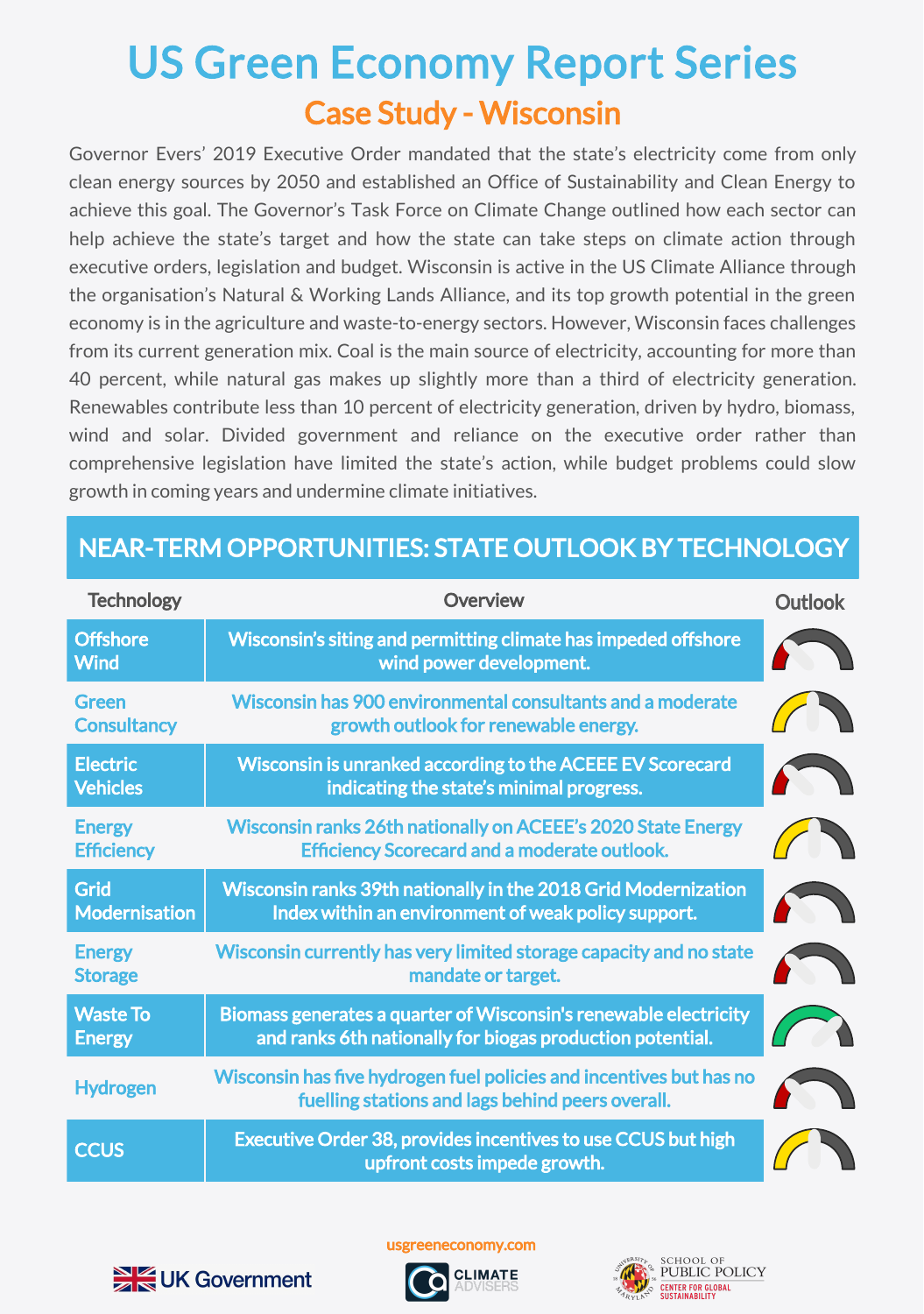# US Green Economy Report Series

## Case Study - Wisconsin

Governor Evers' 2019 Executive Order mandated that the state's electricity come from only clean energy sources by 2050 and established an Office of Sustainability and Clean Energy to achieve this goal. The Governor's Task Force on Climate Change outlined how each sector can help achieve the state's target and how the state can take steps on climate action through executive orders, legislation and budget. Wisconsin is active in the US Climate Alliance through the organisation's Natural & Working Lands Alliance, and its top growth potential in the green economy is in the agriculture and waste-to-energy sectors. However, Wisconsin faces challenges from its current generation mix. Coal is the main source of electricity, accounting for more than 40 percent, while natural gas makes up slightly more than a third of electricity generation. Renewables contribute less than 10 percent of electricity generation, driven by hydro, biomass, wind and solar. Divided government and reliance on the executive order rather than comprehensive legislation have limited the state's action, while budget problems could slow growth in coming years and undermine climate initiatives.

## NEAR-TERM OPPORTUNITIES: STATE OUTLOOK BY TECHNOLOGY

| Technology | Overview | Outlook |
|---|---|---|
| Offshore Wind | Wisconsin's siting and permitting climate has impeded offshore wind power development. | |
| Green Consultancy | Wisconsin has 900 environmental consultants and a moderate growth outlook for renewable energy. | |
| Electric Vehicles | Wisconsin is unranked according to the ACEEE EV Scorecard indicating the state's minimal progress. | |
| Energy Efficiency | Wisconsin ranks 26th nationally on ACEEE's 2020 State Energy Efficiency Scorecard and a moderate outlook. | |
| Grid Modernisation | Wisconsin ranks 39th nationally in the 2018 Grid Modernization Index within an environment of weak policy support. | |
| Energy Storage | Wisconsin currently has very limited storage capacity and no state mandate or target. | |
| Waste To Energy | Biomass generates a quarter of Wisconsin's renewable electricity and ranks 6th nationally for biogas production potential. | |
| Hydrogen | Wisconsin has five hydrogen fuel policies and incentives but has no fuelling stations and lags behind peers overall. | |
| CCUS | Executive Order 38, provides incentives to use CCUS but high upfront costs impede growth. | |

usgreeneconomy.com

UK Government | CLIMATE ADVISERS | SCHOOL OF PUBLIC POLICY – CENTER FOR GLOBAL SUSTAINABILITY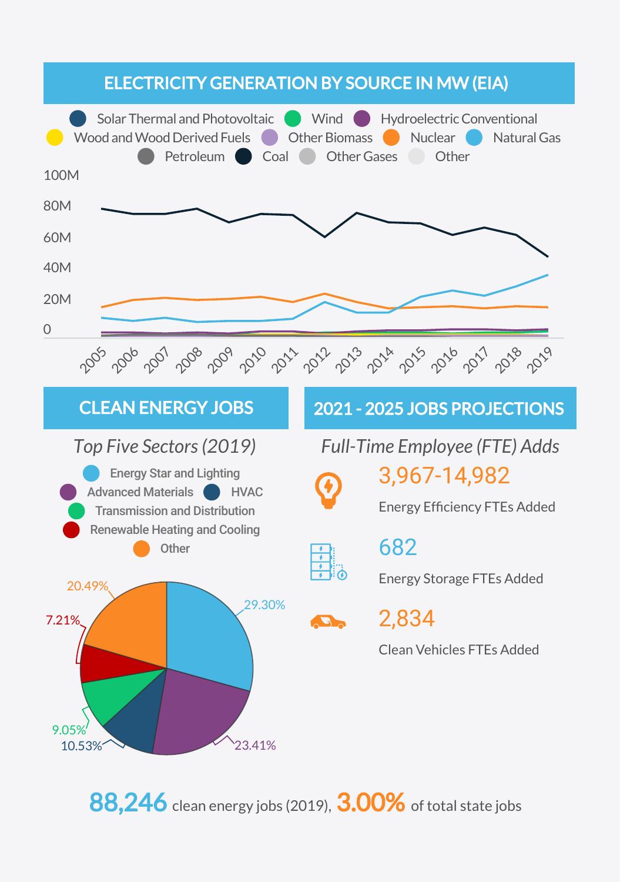## ELECTRICITY GENERATION BY SOURCE IN MW (EIA)

Solar Thermal and Photovoltaic, Wind, Hydroelectric Conventional, Wood and Wood Derived Fuels, Other Biomass, Nuclear, Natural Gas, Petroleum, Coal, Other Gases, Other

100M
80M
60M
40M
20M
0

2005 2006 2007 2008 2009 2010 2011 2012 2013 2014 2015 2016 2017 2018 2019

## CLEAN ENERGY JOBS

*Top Five Sectors (2019)*

Energy Star and Lighting
Advanced Materials
HVAC
Transmission and Distribution
Renewable Heating and Cooling
Other

29.30%
23.41%
10.53%
9.05%
7.21%
20.49%

## 2021 - 2025 JOBS PROJECTIONS

*Full-Time Employee (FTE) Adds*

**3,967-14,982**
Energy Efficiency FTEs Added

**682**
Energy Storage FTEs Added

**2,834**
Clean Vehicles FTEs Added

**88,246** clean energy jobs (2019), **3.00%** of total state jobs